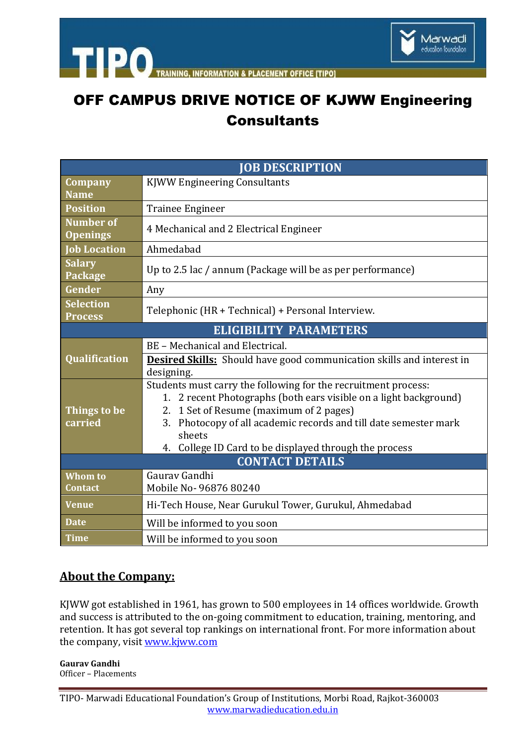# OFF CAMPUS DRIVE NOTICE OF KJWW Engineering Consultants

| JOB DESCRIPTION | |
|---|---|
| **Company Name** | KJWW Engineering Consultants |
| **Position** | Trainee Engineer |
| **Number of Openings** | 4 Mechanical and 2 Electrical Engineer |
| **Job Location** | Ahmedabad |
| **Salary Package** | Up to 2.5 lac / annum (Package will be as per performance) |
| **Gender** | Any |
| **Selection Process** | Telephonic (HR + Technical) + Personal Interview. |
| **ELIGIBILITY PARAMETERS** | |
| **Qualification** | BE – Mechanical and Electrical.<br>**Desired Skills:** Should have good communication skills and interest in designing. |
| **Things to be carried** | Students must carry the following for the recruitment process:<br>1. 2 recent Photographs (both ears visible on a light background)<br>2. 1 Set of Resume (maximum of 2 pages)<br>3. Photocopy of all academic records and till date semester mark sheets<br>4. College ID Card to be displayed through the process |
| **CONTACT DETAILS** | |
| **Whom to Contact** | Gaurav Gandhi<br>Mobile No- 96876 80240 |
| **Venue** | Hi-Tech House, Near Gurukul Tower, Gurukul, Ahmedabad |
| **Date** | Will be informed to you soon |
| **Time** | Will be informed to you soon |

## About the Company:

KJWW got established in 1961, has grown to 500 employees in 14 offices worldwide. Growth and success is attributed to the on-going commitment to education, training, mentoring, and retention. It has got several top rankings on international front. For more information about the company, visit www.kjww.com

**Gaurav Gandhi**
Officer – Placements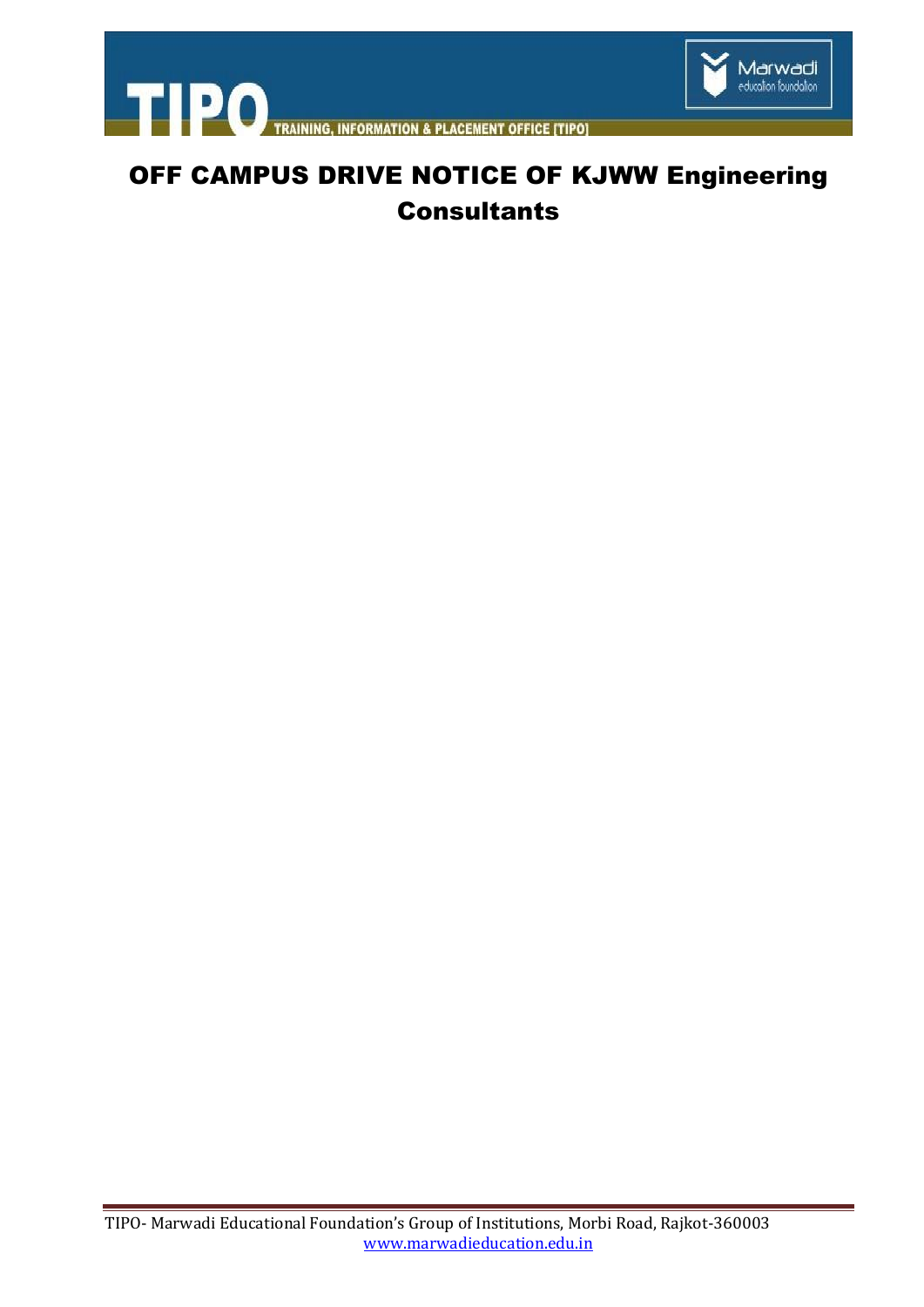# OFF CAMPUS DRIVE NOTICE OF KJWW Engineering Consultants